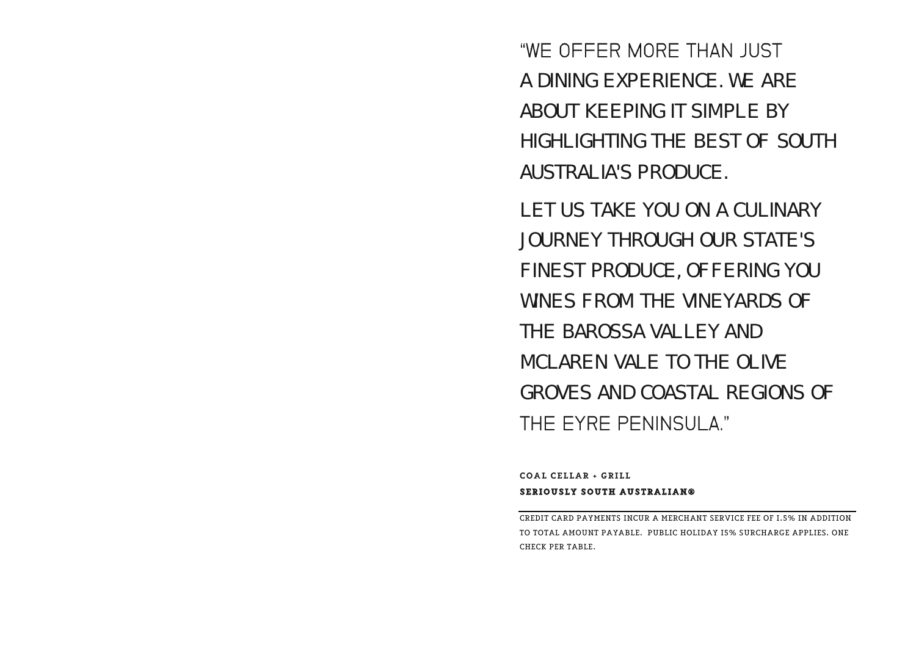"WE OFFER MORE THAN JUST A DINING EXPERIENCE. WE ARE ABOUT KEEPING IT SIMPLE BY HIGHLIGHTING THE BEST OF SOUTH AUSTRALIA'S PRODUCE.

LET US TAKE YOU ON A CULINARY JOURNEY THROUGH OUR STATE'S FINEST PRODUCE, OFFERING YOU WINES FROM THE VINEYARDS OF THE BAROSSA VALLEY AND MCLAREN VALE TO THE OLIVE GROVES AND COASTAL REGIONS OF THE EYRE PENINSULA."

**COAL CELLAR + GRILL**
**SERIOUSLY SOUTH AUSTRALIAN®**

---

CREDIT CARD PAYMENTS INCUR A MERCHANT SERVICE FEE OF 1.5% IN ADDITION TO TOTAL AMOUNT PAYABLE. PUBLIC HOLIDAY 15% SURCHARGE APPLIES. ONE CHECK PER TABLE.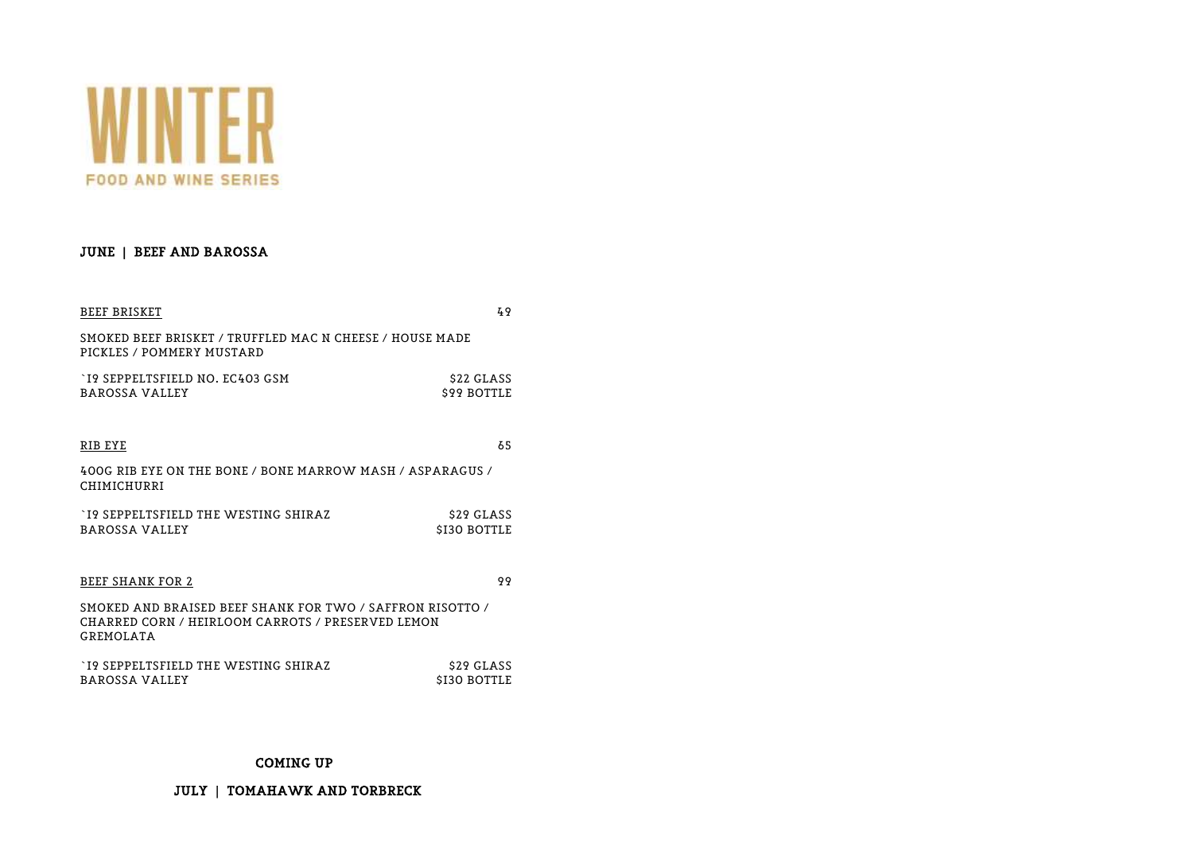# WINTER

FOOD AND WINE SERIES

## JUNE | BEEF AND BAROSSA

BEEF BRISKET 49

SMOKED BEEF BRISKET / TRUFFLED MAC N CHEESE / HOUSE MADE PICKLES / POMMERY MUSTARD

`19 SEPPELTSFIELD NO. EC403 GSM — $22 GLASS
BAROSSA VALLEY — $99 BOTTLE

RIB EYE 65

400G RIB EYE ON THE BONE / BONE MARROW MASH / ASPARAGUS / CHIMICHURRI

`19 SEPPELTSFIELD THE WESTING SHIRAZ — $29 GLASS
BAROSSA VALLEY — $130 BOTTLE

BEEF SHANK FOR 2 99

SMOKED AND BRAISED BEEF SHANK FOR TWO / SAFFRON RISOTTO / CHARRED CORN / HEIRLOOM CARROTS / PRESERVED LEMON GREMOLATA

`19 SEPPELTSFIELD THE WESTING SHIRAZ — $29 GLASS
BAROSSA VALLEY — $130 BOTTLE

**COMING UP**

**JULY | TOMAHAWK AND TORBRECK**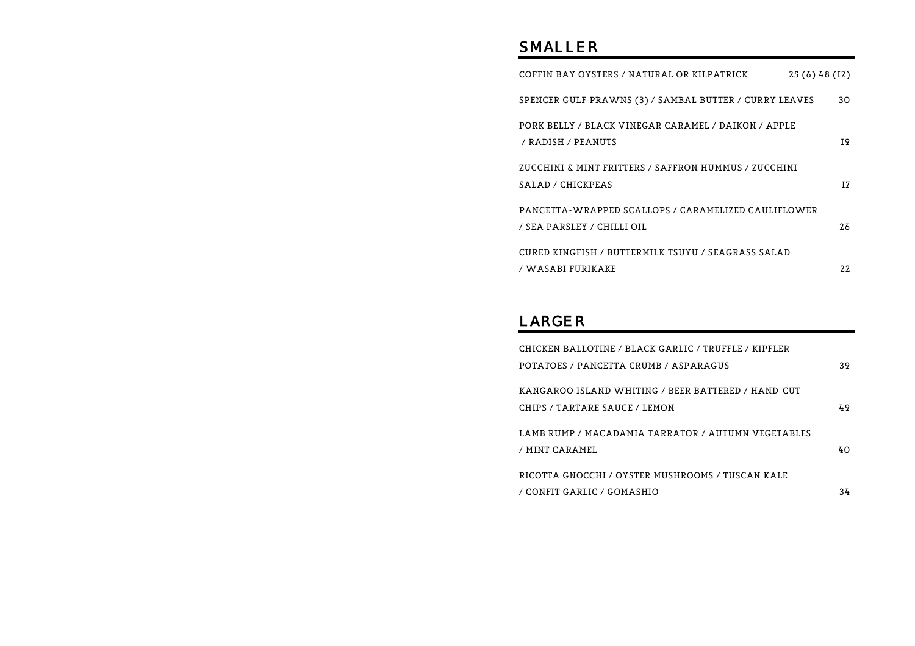## SMALLER

COFFIN BAY OYSTERS / NATURAL OR KILPATRICK 25 (6) 48 (12)

SPENCER GULF PRAWNS (3) / SAMBAL BUTTER / CURRY LEAVES 30

PORK BELLY / BLACK VINEGAR CARAMEL / DAIKON / APPLE / RADISH / PEANUTS 19

ZUCCHINI & MINT FRITTERS / SAFFRON HUMMUS / ZUCCHINI SALAD / CHICKPEAS 17

PANCETTA-WRAPPED SCALLOPS / CARAMELIZED CAULIFLOWER / SEA PARSLEY / CHILLI OIL 26

CURED KINGFISH / BUTTERMILK TSUYU / SEAGRASS SALAD / WASABI FURIKAKE 22

## LARGER

CHICKEN BALLOTINE / BLACK GARLIC / TRUFFLE / KIPFLER POTATOES / PANCETTA CRUMB / ASPARAGUS 39

KANGAROO ISLAND WHITING / BEER BATTERED / HAND-CUT CHIPS / TARTARE SAUCE / LEMON 49

LAMB RUMP / MACADAMIA TARRATOR / AUTUMN VEGETABLES / MINT CARAMEL 40

RICOTTA GNOCCHI / OYSTER MUSHROOMS / TUSCAN KALE / CONFIT GARLIC / GOMASHIO 34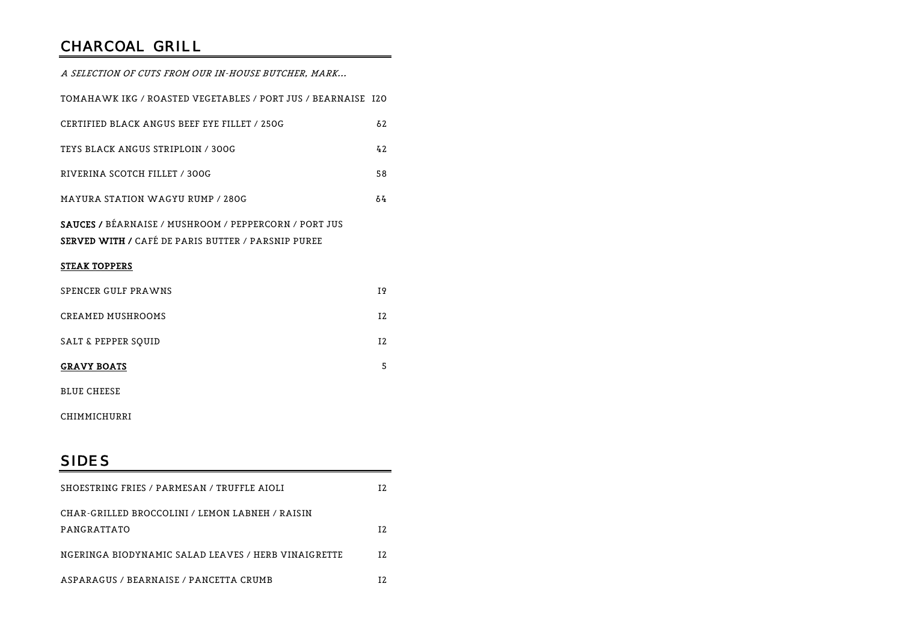## CHARCOAL GRILL

*A SELECTION OF CUTS FROM OUR IN-HOUSE BUTCHER, MARK...*

TOMAHAWK 1KG / ROASTED VEGETABLES / PORT JUS / BEARNAISE 120

CERTIFIED BLACK ANGUS BEEF EYE FILLET / 250G 62

TEYS BLACK ANGUS STRIPLOIN / 300G 42

RIVERINA SCOTCH FILLET / 300G 58

MAYURA STATION WAGYU RUMP / 280G 64

**SAUCES /** BÉARNAISE / MUSHROOM / PEPPERCORN / PORT JUS
**SERVED WITH /** CAFÉ DE PARIS BUTTER / PARSNIP PUREE

**STEAK TOPPERS**

SPENCER GULF PRAWNS 19

CREAMED MUSHROOMS 12

SALT & PEPPER SQUID 12

**GRAVY BOATS** 5

BLUE CHEESE

CHIMMICHURRI

## SIDES

SHOESTRING FRIES / PARMESAN / TRUFFLE AIOLI 12

CHAR-GRILLED BROCCOLINI / LEMON LABNEH / RAISIN PANGRATTATO 12

NGERINGA BIODYNAMIC SALAD LEAVES / HERB VINAIGRETTE 12

ASPARAGUS / BEARNAISE / PANCETTA CRUMB 12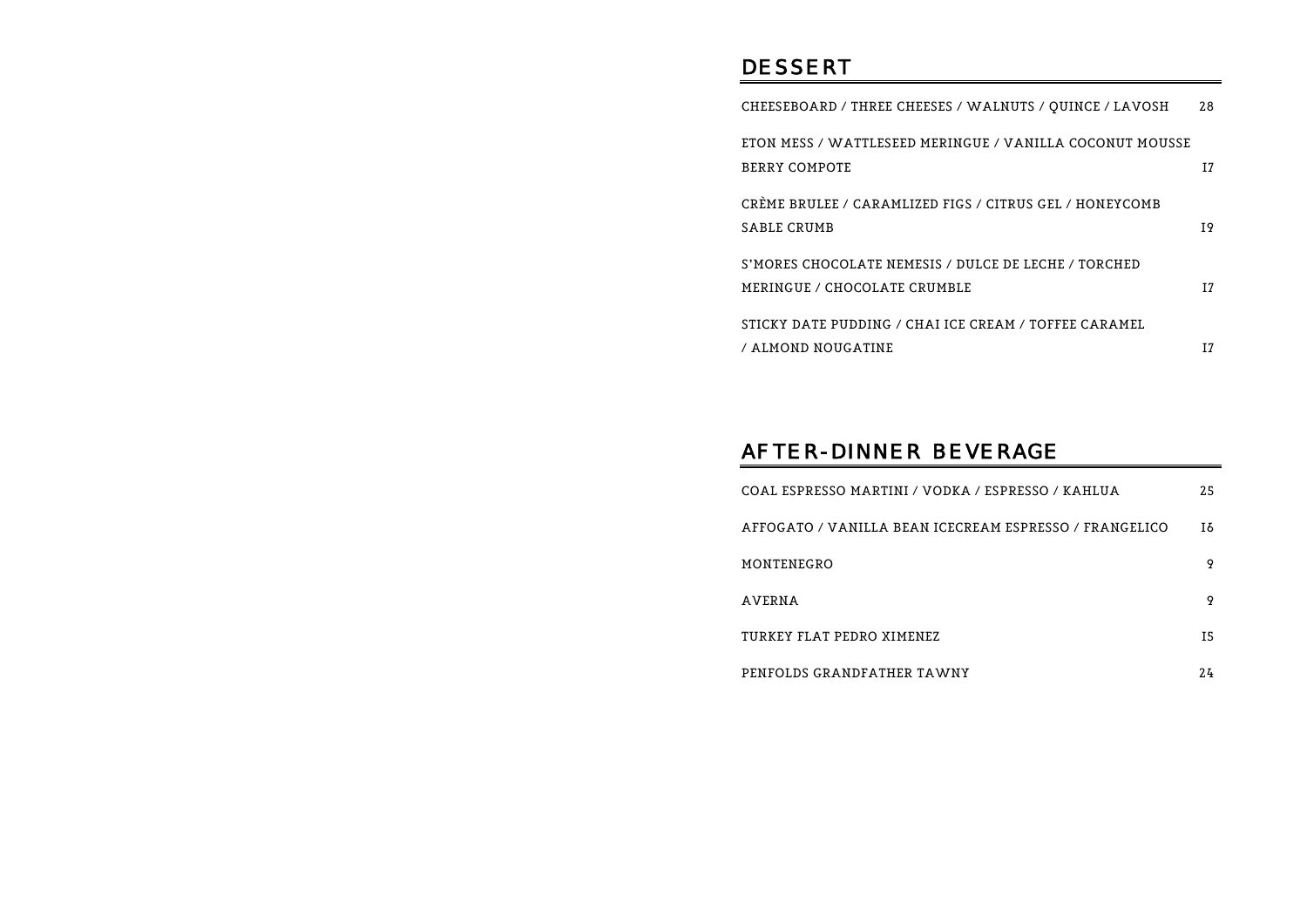## DESSERT

| | |
|---|---|
| CHEESEBOARD / THREE CHEESES / WALNUTS / QUINCE / LAVOSH | 28 |
| ETON MESS / WATTLESEED MERINGUE / VANILLA COCONUT MOUSSE BERRY COMPOTE | 17 |
| CRÈME BRULEE / CARAMLIZED FIGS / CITRUS GEL / HONEYCOMB SABLE CRUMB | 19 |
| S'MORES CHOCOLATE NEMESIS / DULCE DE LECHE / TORCHED MERINGUE / CHOCOLATE CRUMBLE | 17 |
| STICKY DATE PUDDING / CHAI ICE CREAM / TOFFEE CARAMEL / ALMOND NOUGATINE | 17 |

## AFTER-DINNER BEVERAGE

| | |
|---|---|
| COAL ESPRESSO MARTINI / VODKA / ESPRESSO / KAHLUA | 25 |
| AFFOGATO / VANILLA BEAN ICECREAM ESPRESSO / FRANGELICO | 16 |
| MONTENEGRO | 9 |
| AVERNA | 9 |
| TURKEY FLAT PEDRO XIMENEZ | 15 |
| PENFOLDS GRANDFATHER TAWNY | 24 |